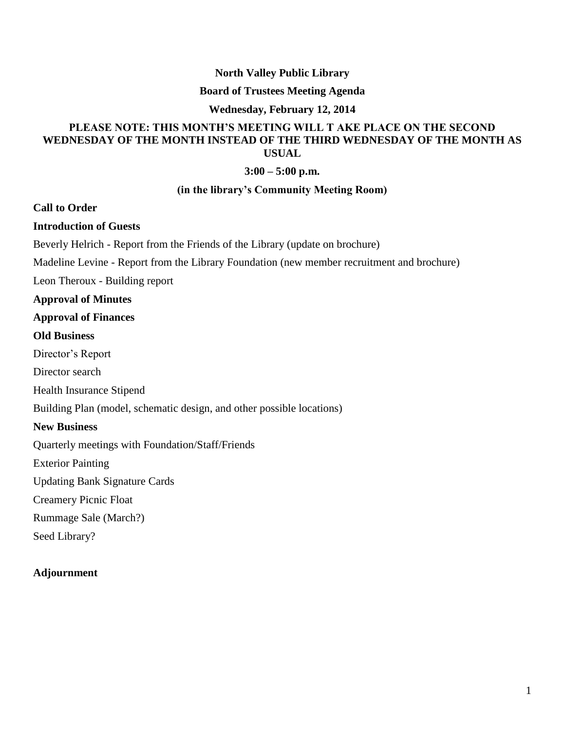**North Valley Public Library**

**Board of Trustees Meeting Agenda**

**Wednesday, February 12, 2014**

**PLEASE NOTE: THIS MONTH'S MEETING WILL T AKE PLACE ON THE SECOND WEDNESDAY OF THE MONTH INSTEAD OF THE THIRD WEDNESDAY OF THE MONTH AS USUAL**

**3:00 – 5:00 p.m.**

**(in the library's Community Meeting Room)**

**Call to Order**

**Introduction of Guests**

Beverly Helrich - Report from the Friends of the Library (update on brochure)

Madeline Levine - Report from the Library Foundation (new member recruitment and brochure)

Leon Theroux - Building report

**Approval of Minutes**

**Approval of Finances**

**Old Business**

Director's Report

Director search

Health Insurance Stipend

Building Plan (model, schematic design, and other possible locations)

**New Business**

Quarterly meetings with Foundation/Staff/Friends

Exterior Painting

Updating Bank Signature Cards

Creamery Picnic Float

Rummage Sale (March?)

Seed Library?

**Adjournment**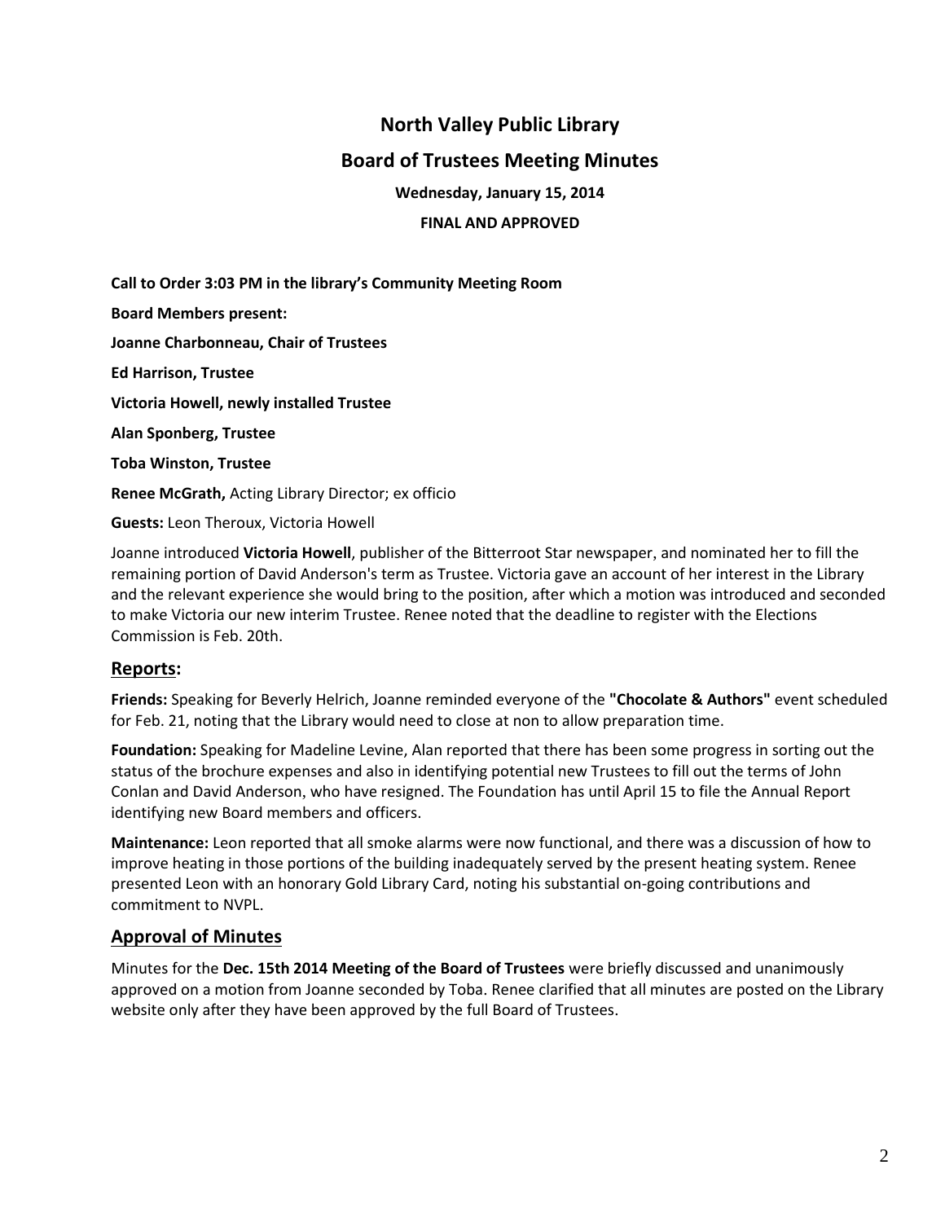# North Valley Public Library

## Board of Trustees Meeting Minutes

**Wednesday, January 15, 2014**

**FINAL AND APPROVED**

**Call to Order 3:03 PM in the library's Community Meeting Room**

**Board Members present:**

**Joanne Charbonneau, Chair of Trustees**

**Ed Harrison, Trustee**

**Victoria Howell, newly installed Trustee**

**Alan Sponberg, Trustee**

**Toba Winston, Trustee**

**Renee McGrath,** Acting Library Director; ex officio

**Guests:** Leon Theroux, Victoria Howell

Joanne introduced **Victoria Howell**, publisher of the Bitterroot Star newspaper, and nominated her to fill the remaining portion of David Anderson's term as Trustee. Victoria gave an account of her interest in the Library and the relevant experience she would bring to the position, after which a motion was introduced and seconded to make Victoria our new interim Trustee. Renee noted that the deadline to register with the Elections Commission is Feb. 20th.

## Reports:

**Friends:** Speaking for Beverly Helrich, Joanne reminded everyone of the **"Chocolate & Authors"** event scheduled for Feb. 21, noting that the Library would need to close at non to allow preparation time.

**Foundation:** Speaking for Madeline Levine, Alan reported that there has been some progress in sorting out the status of the brochure expenses and also in identifying potential new Trustees to fill out the terms of John Conlan and David Anderson, who have resigned. The Foundation has until April 15 to file the Annual Report identifying new Board members and officers.

**Maintenance:** Leon reported that all smoke alarms were now functional, and there was a discussion of how to improve heating in those portions of the building inadequately served by the present heating system. Renee presented Leon with an honorary Gold Library Card, noting his substantial on-going contributions and commitment to NVPL.

## Approval of Minutes

Minutes for the **Dec. 15th 2014 Meeting of the Board of Trustees** were briefly discussed and unanimously approved on a motion from Joanne seconded by Toba. Renee clarified that all minutes are posted on the Library website only after they have been approved by the full Board of Trustees.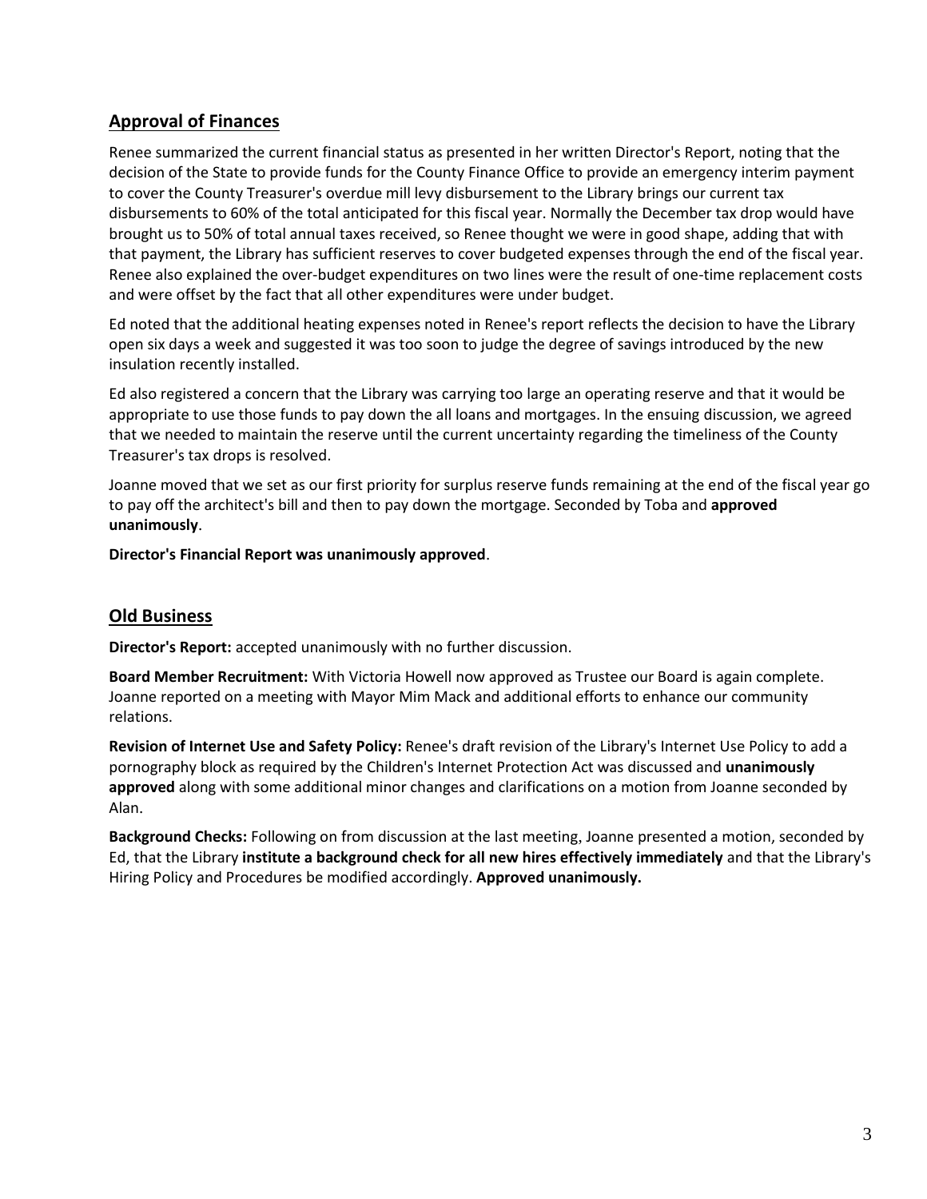## Approval of Finances

Renee summarized the current financial status as presented in her written Director's Report, noting that the decision of the State to provide funds for the County Finance Office to provide an emergency interim payment to cover the County Treasurer's overdue mill levy disbursement to the Library brings our current tax disbursements to 60% of the total anticipated for this fiscal year. Normally the December tax drop would have brought us to 50% of total annual taxes received, so Renee thought we were in good shape, adding that with that payment, the Library has sufficient reserves to cover budgeted expenses through the end of the fiscal year. Renee also explained the over-budget expenditures on two lines were the result of one-time replacement costs and were offset by the fact that all other expenditures were under budget.

Ed noted that the additional heating expenses noted in Renee's report reflects the decision to have the Library open six days a week and suggested it was too soon to judge the degree of savings introduced by the new insulation recently installed.

Ed also registered a concern that the Library was carrying too large an operating reserve and that it would be appropriate to use those funds to pay down the all loans and mortgages. In the ensuing discussion, we agreed that we needed to maintain the reserve until the current uncertainty regarding the timeliness of the County Treasurer's tax drops is resolved.

Joanne moved that we set as our first priority for surplus reserve funds remaining at the end of the fiscal year go to pay off the architect's bill and then to pay down the mortgage. Seconded by Toba and **approved unanimously**.

**Director's Financial Report was unanimously approved**.

## Old Business

**Director's Report:** accepted unanimously with no further discussion.

**Board Member Recruitment:** With Victoria Howell now approved as Trustee our Board is again complete. Joanne reported on a meeting with Mayor Mim Mack and additional efforts to enhance our community relations.

**Revision of Internet Use and Safety Policy:** Renee's draft revision of the Library's Internet Use Policy to add a pornography block as required by the Children's Internet Protection Act was discussed and **unanimously approved** along with some additional minor changes and clarifications on a motion from Joanne seconded by Alan.

**Background Checks:** Following on from discussion at the last meeting, Joanne presented a motion, seconded by Ed, that the Library **institute a background check for all new hires effectively immediately** and that the Library's Hiring Policy and Procedures be modified accordingly. **Approved unanimously.**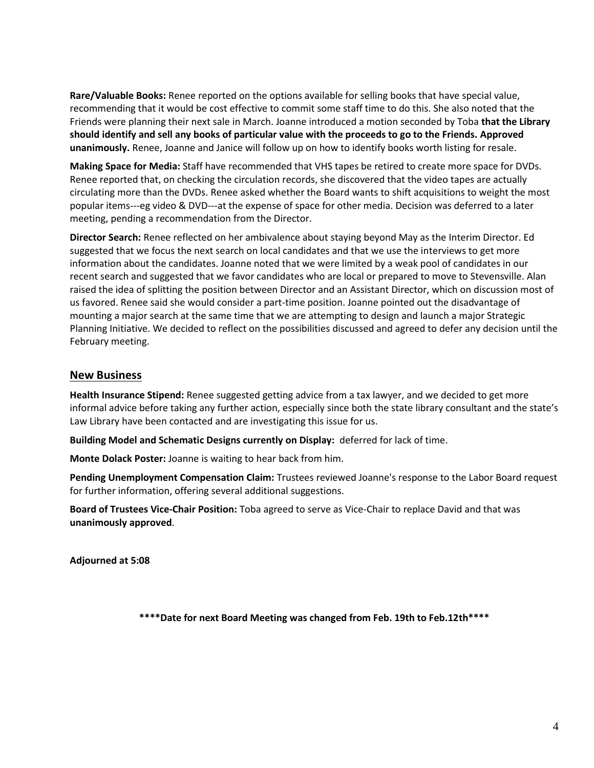**Rare/Valuable Books:** Renee reported on the options available for selling books that have special value, recommending that it would be cost effective to commit some staff time to do this. She also noted that the Friends were planning their next sale in March. Joanne introduced a motion seconded by Toba **that the Library should identify and sell any books of particular value with the proceeds to go to the Friends. Approved unanimously.** Renee, Joanne and Janice will follow up on how to identify books worth listing for resale.

**Making Space for Media:** Staff have recommended that VHS tapes be retired to create more space for DVDs. Renee reported that, on checking the circulation records, she discovered that the video tapes are actually circulating more than the DVDs. Renee asked whether the Board wants to shift acquisitions to weight the most popular items---eg video & DVD---at the expense of space for other media. Decision was deferred to a later meeting, pending a recommendation from the Director.

**Director Search:** Renee reflected on her ambivalence about staying beyond May as the Interim Director. Ed suggested that we focus the next search on local candidates and that we use the interviews to get more information about the candidates. Joanne noted that we were limited by a weak pool of candidates in our recent search and suggested that we favor candidates who are local or prepared to move to Stevensville. Alan raised the idea of splitting the position between Director and an Assistant Director, which on discussion most of us favored. Renee said she would consider a part-time position. Joanne pointed out the disadvantage of mounting a major search at the same time that we are attempting to design and launch a major Strategic Planning Initiative. We decided to reflect on the possibilities discussed and agreed to defer any decision until the February meeting.

## New Business

**Health Insurance Stipend:** Renee suggested getting advice from a tax lawyer, and we decided to get more informal advice before taking any further action, especially since both the state library consultant and the state's Law Library have been contacted and are investigating this issue for us.

**Building Model and Schematic Designs currently on Display:** deferred for lack of time.

**Monte Dolack Poster:** Joanne is waiting to hear back from him.

**Pending Unemployment Compensation Claim:** Trustees reviewed Joanne's response to the Labor Board request for further information, offering several additional suggestions.

**Board of Trustees Vice-Chair Position:** Toba agreed to serve as Vice-Chair to replace David and that was **unanimously approved**.

**Adjourned at 5:08**

**\*\*\*\*Date for next Board Meeting was changed from Feb. 19th to Feb.12th\*\*\*\***